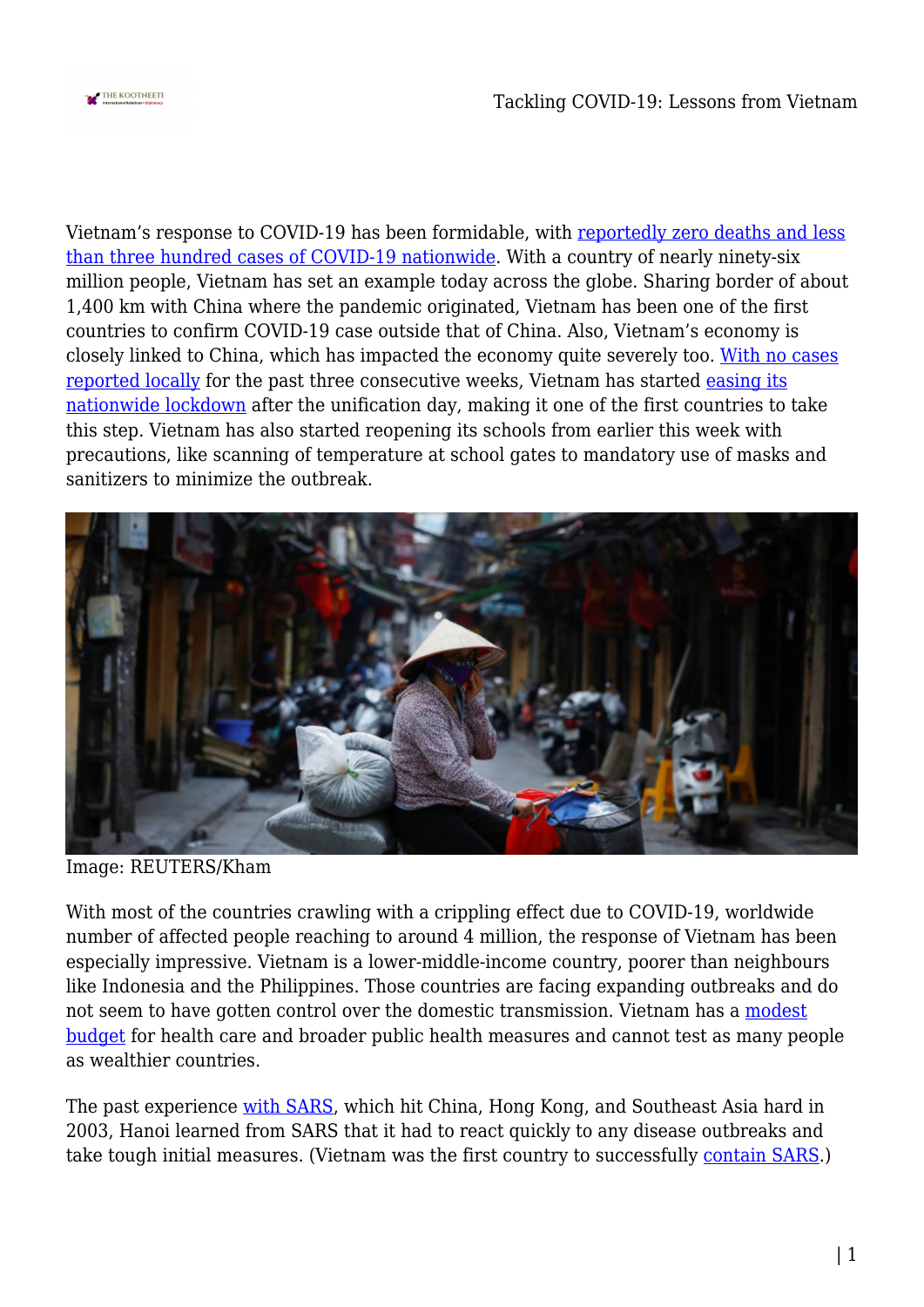Vietnam's response to COVID-19 has been formidable, with reportedly zero deaths and less than three hundred cases of COVID-19 nationwide. With a country of nearly ninety-six million people, Vietnam has set an example today across the globe. Sharing border of about 1,400 km with China where the pandemic originated, Vietnam has been one of the first countries to confirm COVID-19 case outside that of China. Also, Vietnam's economy is closely linked to China, which has impacted the economy quite severely too. With no cases reported locally for the past three consecutive weeks, Vietnam has started easing its nationwide lockdown after the unification day, making it one of the first countries to take this step. Vietnam has also started reopening its schools from earlier this week with precautions, like scanning of temperature at school gates to mandatory use of masks and sanitizers to minimize the outbreak.

Image: REUTERS/Kham

With most of the countries crawling with a crippling effect due to COVID-19, worldwide number of affected people reaching to around 4 million, the response of Vietnam has been especially impressive. Vietnam is a lower-middle-income country, poorer than neighbours like Indonesia and the Philippines. Those countries are facing expanding outbreaks and do not seem to have gotten control over the domestic transmission. Vietnam has a modest budget for health care and broader public health measures and cannot test as many people as wealthier countries.

The past experience with SARS, which hit China, Hong Kong, and Southeast Asia hard in 2003, Hanoi learned from SARS that it had to react quickly to any disease outbreaks and take tough initial measures. (Vietnam was the first country to successfully contain SARS.)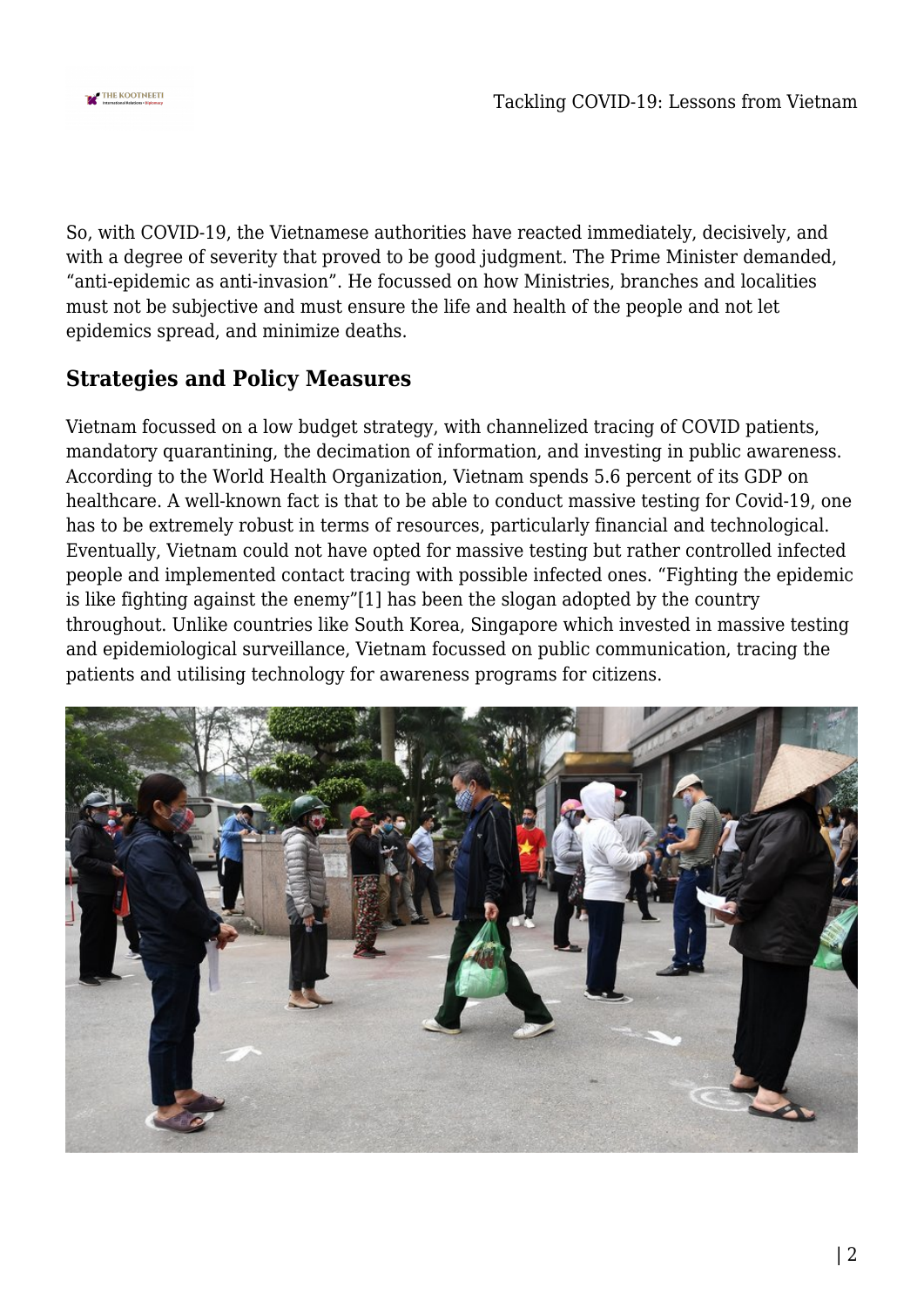So, with COVID-19, the Vietnamese authorities have reacted immediately, decisively, and with a degree of severity that proved to be good judgment. The Prime Minister demanded, “anti-epidemic as anti-invasion”. He focussed on how Ministries, branches and localities must not be subjective and must ensure the life and health of the people and not let epidemics spread, and minimize deaths.

## Strategies and Policy Measures

Vietnam focussed on a low budget strategy, with channelized tracing of COVID patients, mandatory quarantining, the decimation of information, and investing in public awareness. According to the World Health Organization, Vietnam spends 5.6 percent of its GDP on healthcare. A well-known fact is that to be able to conduct massive testing for Covid-19, one has to be extremely robust in terms of resources, particularly financial and technological. Eventually, Vietnam could not have opted for massive testing but rather controlled infected people and implemented contact tracing with possible infected ones. “Fighting the epidemic is like fighting against the enemy”[1] has been the slogan adopted by the country throughout. Unlike countries like South Korea, Singapore which invested in massive testing and epidemiological surveillance, Vietnam focussed on public communication, tracing the patients and utilising technology for awareness programs for citizens.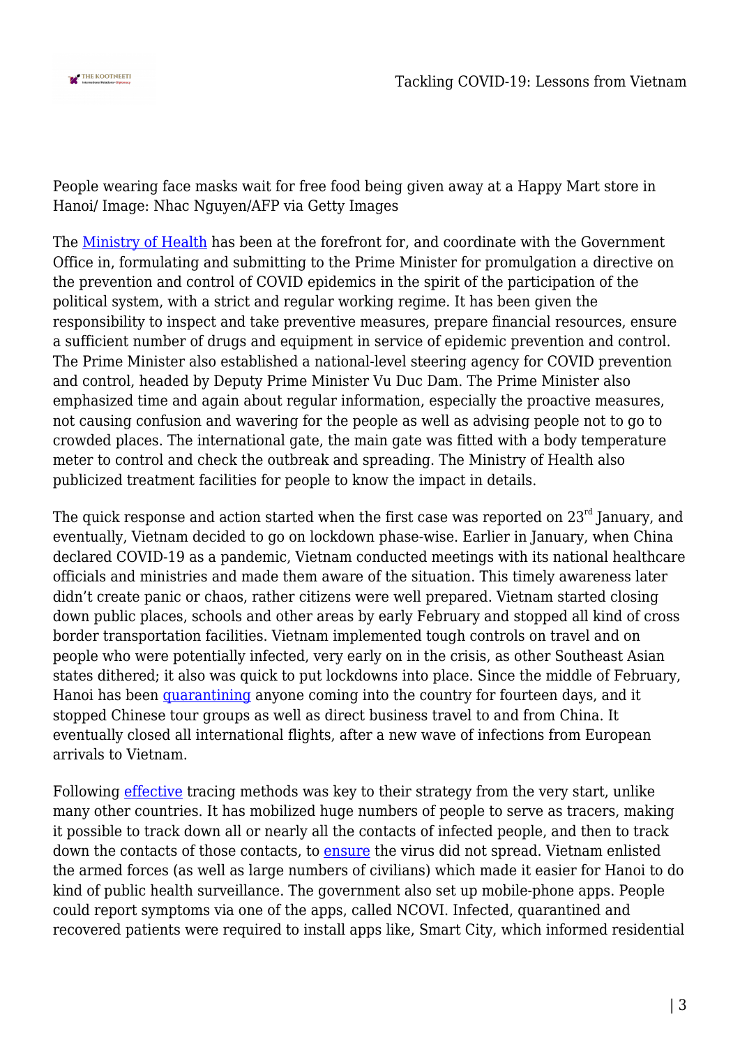People wearing face masks wait for free food being given away at a Happy Mart store in Hanoi/ Image: Nhac Nguyen/AFP via Getty Images

The Ministry of Health has been at the forefront for, and coordinate with the Government Office in, formulating and submitting to the Prime Minister for promulgation a directive on the prevention and control of COVID epidemics in the spirit of the participation of the political system, with a strict and regular working regime. It has been given the responsibility to inspect and take preventive measures, prepare financial resources, ensure a sufficient number of drugs and equipment in service of epidemic prevention and control. The Prime Minister also established a national-level steering agency for COVID prevention and control, headed by Deputy Prime Minister Vu Duc Dam. The Prime Minister also emphasized time and again about regular information, especially the proactive measures, not causing confusion and wavering for the people as well as advising people not to go to crowded places. The international gate, the main gate was fitted with a body temperature meter to control and check the outbreak and spreading. The Ministry of Health also publicized treatment facilities for people to know the impact in details.

The quick response and action started when the first case was reported on 23rd January, and eventually, Vietnam decided to go on lockdown phase-wise. Earlier in January, when China declared COVID-19 as a pandemic, Vietnam conducted meetings with its national healthcare officials and ministries and made them aware of the situation. This timely awareness later didn't create panic or chaos, rather citizens were well prepared. Vietnam started closing down public places, schools and other areas by early February and stopped all kind of cross border transportation facilities. Vietnam implemented tough controls on travel and on people who were potentially infected, very early on in the crisis, as other Southeast Asian states dithered; it also was quick to put lockdowns into place. Since the middle of February, Hanoi has been quarantining anyone coming into the country for fourteen days, and it stopped Chinese tour groups as well as direct business travel to and from China. It eventually closed all international flights, after a new wave of infections from European arrivals to Vietnam.

Following effective tracing methods was key to their strategy from the very start, unlike many other countries. It has mobilized huge numbers of people to serve as tracers, making it possible to track down all or nearly all the contacts of infected people, and then to track down the contacts of those contacts, to ensure the virus did not spread. Vietnam enlisted the armed forces (as well as large numbers of civilians) which made it easier for Hanoi to do kind of public health surveillance. The government also set up mobile-phone apps. People could report symptoms via one of the apps, called NCOVI. Infected, quarantined and recovered patients were required to install apps like, Smart City, which informed residential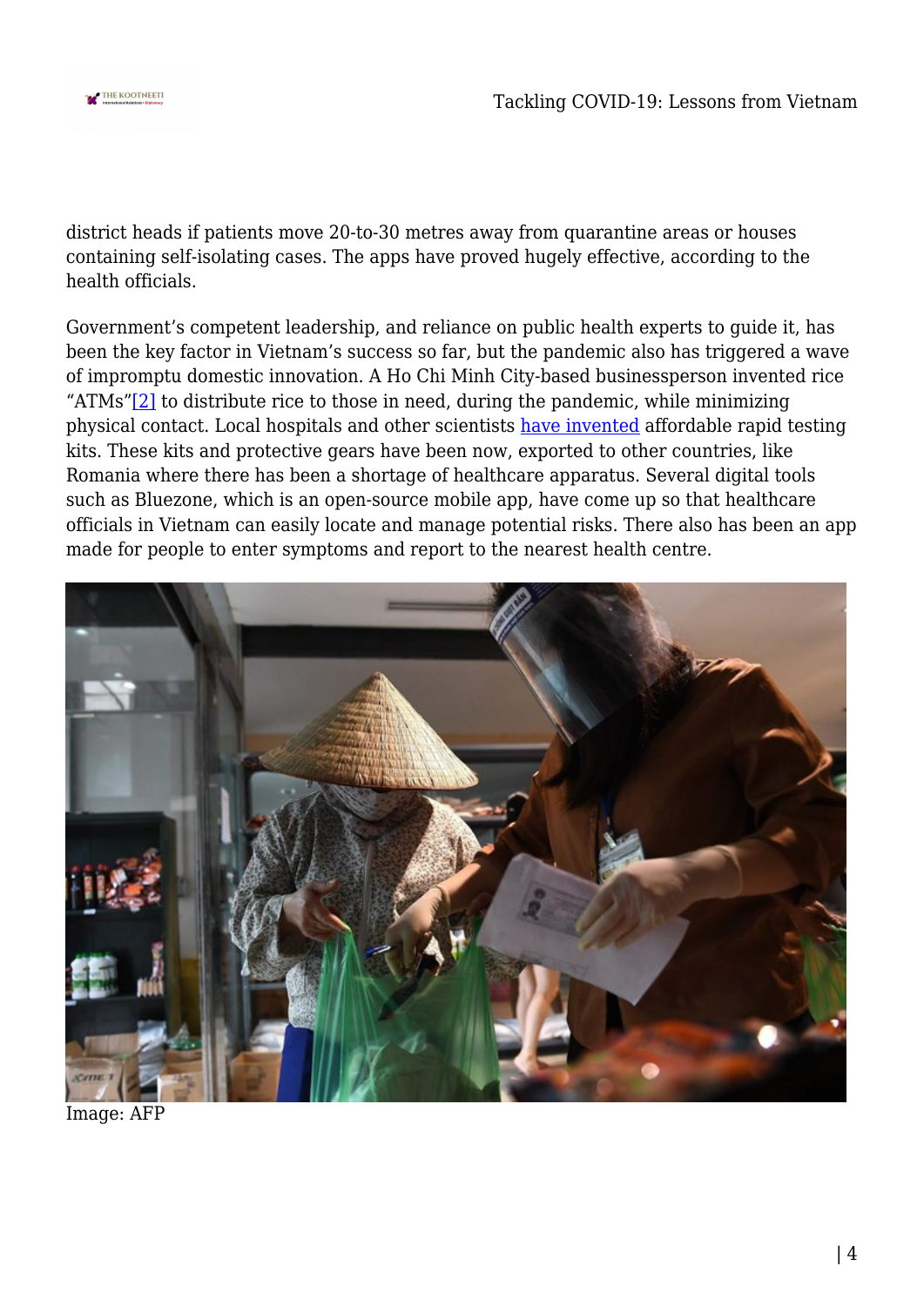district heads if patients move 20-to-30 metres away from quarantine areas or houses containing self-isolating cases. The apps have proved hugely effective, according to the health officials.

Government's competent leadership, and reliance on public health experts to guide it, has been the key factor in Vietnam's success so far, but the pandemic also has triggered a wave of impromptu domestic innovation. A Ho Chi Minh City-based businessperson invented rice "ATMs"[2] to distribute rice to those in need, during the pandemic, while minimizing physical contact. Local hospitals and other scientists have invented affordable rapid testing kits. These kits and protective gears have been now, exported to other countries, like Romania where there has been a shortage of healthcare apparatus. Several digital tools such as Bluezone, which is an open-source mobile app, have come up so that healthcare officials in Vietnam can easily locate and manage potential risks. There also has been an app made for people to enter symptoms and report to the nearest health centre.

Image: AFP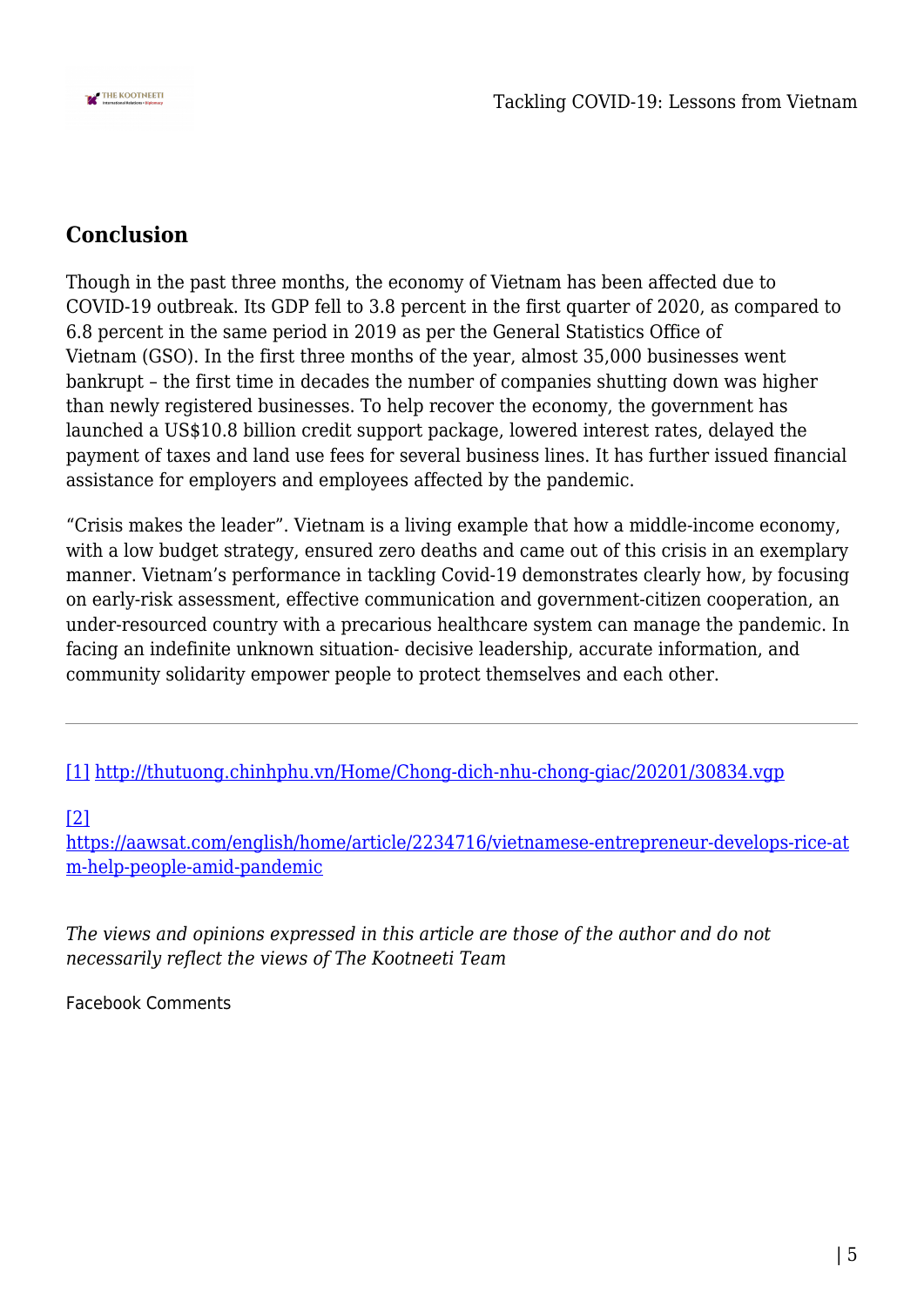## Conclusion

Though in the past three months, the economy of Vietnam has been affected due to COVID-19 outbreak. Its GDP fell to 3.8 percent in the first quarter of 2020, as compared to 6.8 percent in the same period in 2019 as per the General Statistics Office of Vietnam (GSO). In the first three months of the year, almost 35,000 businesses went bankrupt – the first time in decades the number of companies shutting down was higher than newly registered businesses. To help recover the economy, the government has launched a US$10.8 billion credit support package, lowered interest rates, delayed the payment of taxes and land use fees for several business lines. It has further issued financial assistance for employers and employees affected by the pandemic.

"Crisis makes the leader". Vietnam is a living example that how a middle-income economy, with a low budget strategy, ensured zero deaths and came out of this crisis in an exemplary manner. Vietnam's performance in tackling Covid-19 demonstrates clearly how, by focusing on early-risk assessment, effective communication and government-citizen cooperation, an under-resourced country with a precarious healthcare system can manage the pandemic. In facing an indefinite unknown situation- decisive leadership, accurate information, and community solidarity empower people to protect themselves and each other.

---

[1] http://thutuong.chinhphu.vn/Home/Chong-dich-nhu-chong-giac/20201/30834.vgp

[2] https://aawsat.com/english/home/article/2234716/vietnamese-entrepreneur-develops-rice-atm-help-people-amid-pandemic

*The views and opinions expressed in this article are those of the author and do not necessarily reflect the views of The Kootneeti Team*

Facebook Comments